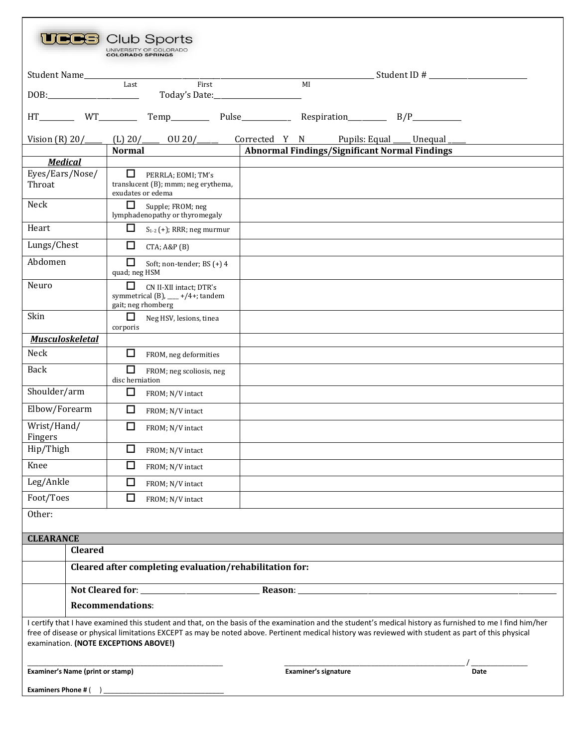**UCCS Club Sports**
UNIVERSITY OF COLORADO
COLORADO SPRINGS

Student Name\_\_\_\_\_\_\_\_\_\_\_\_\_\_\_\_\_\_\_\_\_\_\_\_\_\_\_\_\_\_\_\_\_\_\_\_\_\_\_\_\_\_\_\_\_\_\_\_\_\_\_\_\_\_\_\_\_\_\_\_ Student ID # \_\_\_\_\_\_\_\_\_\_\_\_\_\_\_\_\_\_\_\_\_\_\_\_\_\_\_
Last First MI

DOB:\_\_\_\_\_\_\_\_\_\_\_\_\_\_\_\_\_\_\_\_\_\_\_\_\_\_ Today's Date:\_\_\_\_\_\_\_\_\_\_\_\_\_\_\_\_\_\_\_\_\_\_\_

HT\_\_\_\_\_\_\_\_\_ WT\_\_\_\_\_\_\_\_\_\_ Temp\_\_\_\_\_\_\_\_\_\_ Pulse\_\_\_\_\_\_\_\_\_\_\_\_\_ Respiration\_\_\_\_\_\_\_\_\_\_ B/P\_\_\_\_\_\_\_\_\_\_\_\_\_

Vision (R) 20/\_\_\_\_\_ (L) 20/\_\_\_\_\_ OU 20/\_\_\_\_\_\_ Corrected Y N Pupils: Equal \_\_\_\_\_ Unequal \_\_\_\_\_

| | Normal | Abnormal Findings/Significant Normal Findings |
|---|---|---|
| ***Medical*** | | |
| Eyes/Ears/Nose/ Throat | ☐ PERRLA; EOMI; TM's translucent (B); mmm; neg erythema, exudates or edema | |
| Neck | ☐ Supple; FROM; neg lymphadenopathy or thyromegaly | |
| Heart | ☐ $S_{1-2}$ (+); RRR; neg murmur | |
| Lungs/Chest | ☐ CTA; A&P (B) | |
| Abdomen | ☐ Soft; non-tender; BS (+) 4 quad; neg HSM | |
| Neuro | ☐ CN II-XII intact; DTR's symmetrical (B), \_\_\_\_ +/4+; tandem gait; neg rhomberg | |
| Skin | ☐ Neg HSV, lesions, tinea corporis | |
| ***Musculoskeletal*** | | |
| Neck | ☐ FROM, neg deformities | |
| Back | ☐ FROM; neg scoliosis, neg disc herniation | |
| Shoulder/arm | ☐ FROM; N/V intact | |
| Elbow/Forearm | ☐ FROM; N/V intact | |
| Wrist/Hand/ Fingers | ☐ FROM; N/V intact | |
| Hip/Thigh | ☐ FROM; N/V intact | |
| Knee | ☐ FROM; N/V intact | |
| Leg/Ankle | ☐ FROM; N/V intact | |
| Foot/Toes | ☐ FROM; N/V intact | |

Other:

| CLEARANCE | |
|---|---|
| | **Cleared** |
| | **Cleared after completing evaluation/rehabilitation for:** |
| | **Not Cleared for**: \_\_\_\_\_\_\_\_\_\_\_\_\_\_\_\_\_\_\_\_\_\_\_\_\_\_\_\_\_\_\_\_ **Reason**: \_\_\_\_\_\_\_\_\_\_\_\_\_\_\_\_\_\_\_\_\_\_\_\_\_\_\_\_\_\_\_\_\_\_\_\_\_\_\_\_\_\_\_\_ **Recommendations**: |

I certify that I have examined this student and that, on the basis of the examination and the student's medical history as furnished to me I find him/her free of disease or physical limitations EXCEPT as may be noted above. Pertinent medical history was reviewed with student as part of this physical examination. **(NOTE EXCEPTIONS ABOVE!)**

\_\_\_\_\_\_\_\_\_\_\_\_\_\_\_\_\_\_\_\_\_\_\_\_\_\_\_\_\_\_\_\_\_\_\_\_\_\_\_\_\_\_\_\_\_\_\_\_\_\_\_\_\_\_
**Examiner's Name (print or stamp)**

\_\_\_\_\_\_\_\_\_\_\_\_\_\_\_\_\_\_\_\_\_\_\_\_\_\_\_\_\_\_\_\_\_\_\_\_\_\_\_\_\_\_\_\_\_\_\_\_\_\_\_\_ / \_\_\_\_\_\_\_\_\_\_\_\_\_\_\_\_
**Examiner's signature** **Date**

**Examiners Phone #** ( ) \_\_\_\_\_\_\_\_\_\_\_\_\_\_\_\_\_\_\_\_\_\_\_\_\_\_\_\_\_\_\_\_\_\_\_\_\_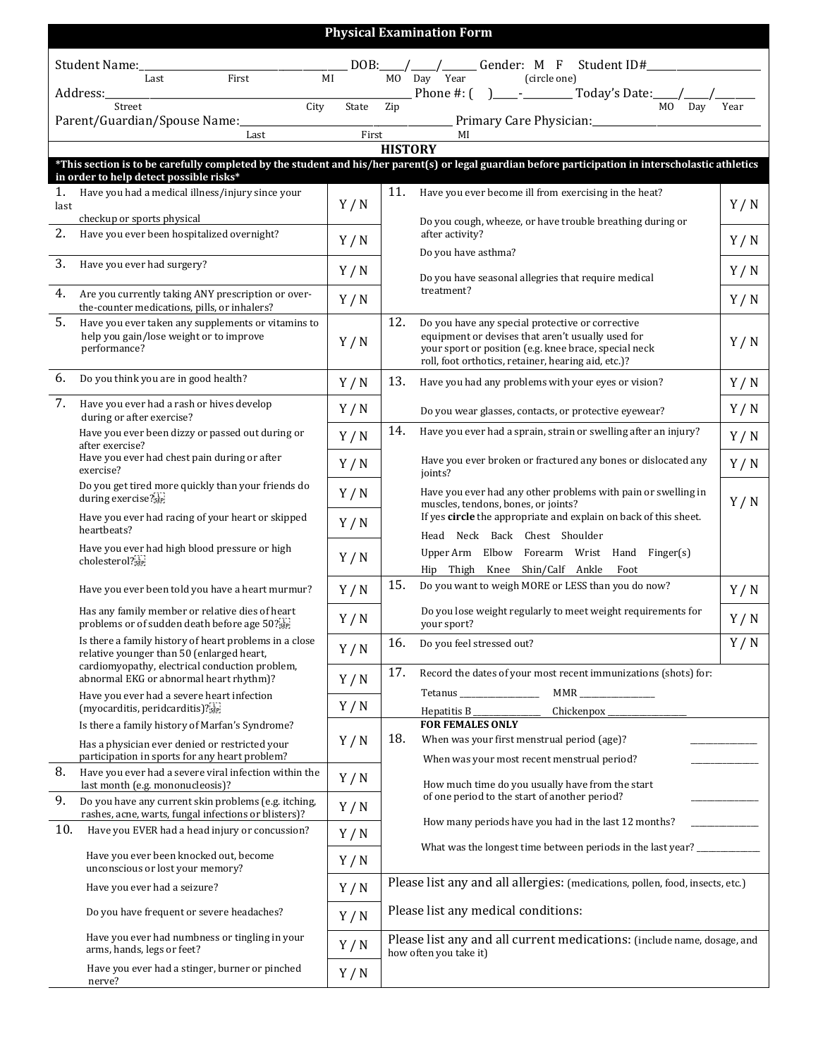# Physical Examination Form

Student Name:_______________________________ DOB:____/____/______ Gender: M F Student ID#___________________
Last First MI MO Day Year (circle one)

Address:_______________________________________________ Phone #: ( )____-_________ Today's Date:____/____/______
Street City State Zip MO Day Year

Parent/Guardian/Spouse Name:_______________________________ Primary Care Physician:_______________________
Last First MI

## HISTORY

***This section is to be carefully completed by the student and his/her parent(s) or legal guardian before participation in interscholastic athletics in order to help detect possible risks***

| # | Question | Answer |
|---|---|---|
| 1. | Have you had a medical illness/injury since your last checkup or sports physical | Y / N |
| 2. | Have you ever been hospitalized overnight? | Y / N |
| 3. | Have you ever had surgery? | Y / N |
| 4. | Are you currently taking ANY prescription or over-the-counter medications, pills, or inhalers? | Y / N |
| 5. | Have you ever taken any supplements or vitamins to help you gain/lose weight or to improve performance? | Y / N |
| 6. | Do you think you are in good health? | Y / N |
| 7. | Have you ever had a rash or hives develop during or after exercise? | Y / N |
| | Have you ever been dizzy or passed out during or after exercise? | Y / N |
| | Have you ever had chest pain during or after exercise? | Y / N |
| | Do you get tired more quickly than your friends do during exercise? | Y / N |
| | Have you ever had racing of your heart or skipped heartbeats? | Y / N |
| | Have you ever had high blood pressure or high cholesterol? | Y / N |
| | Have you ever been told you have a heart murmur? | Y / N |
| | Has any family member or relative dies of heart problems or of sudden death before age 50? | Y / N |
| | Is there a family history of heart problems in a close relative younger than 50 (enlarged heart, | Y / N |
| | cardiomyopathy, electrical conduction problem, abnormal EKG or abnormal heart rhythm)? | Y / N |
| | Have you ever had a severe heart infection (myocarditis, peridcarditis)? | Y / N |
| | Is there a family history of Marfan's Syndrome? | |
| | Has a physician ever denied or restricted your participation in sports for any heart problem? | Y / N |
| 8. | Have you ever had a severe viral infection within the last month (e.g. mononucleosis)? | Y / N |
| 9. | Do you have any current skin problems (e.g. itching, rashes, acne, warts, fungal infections or blisters)? | Y / N |
| 10. | Have you EVER had a head injury or concussion? | Y / N |
| | Have you ever been knocked out, become unconscious or lost your memory? | Y / N |
| | Have you ever had a seizure? | Y / N |
| | Do you have frequent or severe headaches? | Y / N |
| | Have you ever had numbness or tingling in your arms, hands, legs or feet? | Y / N |
| | Have you ever had a stinger, burner or pinched nerve? | Y / N |
| 11. | Have you ever become ill from exercising in the heat? | Y / N |
| | Do you cough, wheeze, or have trouble breathing during or after activity? | Y / N |
| | Do you have asthma? | Y / N |
| | Do you have seasonal allergies that require medical treatment? | Y / N |
| 12. | Do you have any special protective or corrective equipment or devises that aren't usually used for your sport or position (e.g. knee brace, special neck roll, foot orthotics, retainer, hearing aid, etc.)? | Y / N |
| 13. | Have you had any problems with your eyes or vision? | Y / N |
| | Do you wear glasses, contacts, or protective eyewear? | Y / N |
| 14. | Have you ever had a sprain, strain or swelling after an injury? | Y / N |
| | Have you ever broken or fractured any bones or dislocated any joints? | Y / N |
| | Have you ever had any other problems with pain or swelling in muscles, tendons, bones, or joints? | Y / N |
| | If yes **circle** the appropriate and explain on back of this sheet. | |
| | Head Neck Back Chest Shoulder | |
| | Upper Arm Elbow Forearm Wrist Hand Finger(s) | |
| | Hip Thigh Knee Shin/Calf Ankle Foot | |
| 15. | Do you want to weigh MORE or LESS than you do now? | Y / N |
| | Do you lose weight regularly to meet weight requirements for your sport? | Y / N |
| 16. | Do you feel stressed out? | Y / N |

17. Record the dates of your most recent immunizations (shots) for:

Tetanus ______________ MMR ______________

Hepatitis B ______________ Chickenpox ______________

**FOR FEMALES ONLY**

18. When was your first menstrual period (age)? ____________

When was your most recent menstrual period? ____________

How much time do you usually have from the start of one period to the start of another period? ____________

How many periods have you had in the last 12 months? ____________

What was the longest time between periods in the last year? ____________

Please list any and all allergies: (medications, pollen, food, insects, etc.)

Please list any medical conditions:

Please list any and all current medications: (include name, dosage, and how often you take it)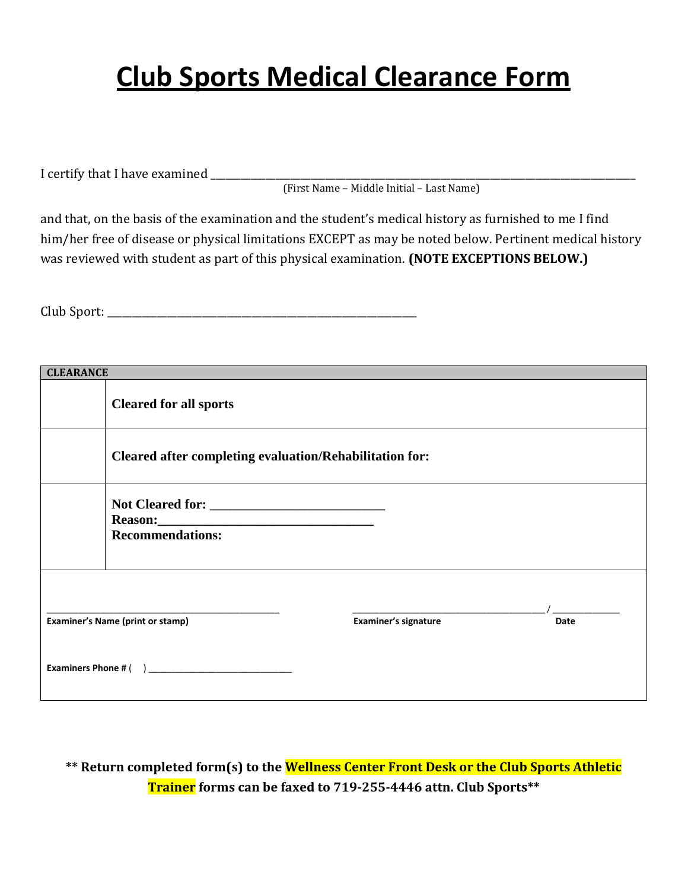# Club Sports Medical Clearance Form

I certify that I have examined ____________________________________________________________

(First Name – Middle Initial – Last Name)

and that, on the basis of the examination and the student's medical history as furnished to me I find him/her free of disease or physical limitations EXCEPT as may be noted below. Pertinent medical history was reviewed with student as part of this physical examination. **(NOTE EXCEPTIONS BELOW.)**

Club Sport: ______________________________________________

| **CLEARANCE** | |
|---|---|
| | **Cleared for all sports** |
| | **Cleared after completing evaluation/Rehabilitation for:** |
| | **Not Cleared for:** ___________________________<br>**Reason:**_________________________________<br>**Recommendations:** |

______________________________________________
**Examiner's Name (print or stamp)**

_____________________________________ / ______________
**Examiner's signature** **Date**

**Examiners Phone #** (     ) ____________________________

**\*\* Return completed form(s) to the Wellness Center Front Desk or the Club Sports Athletic Trainer forms can be faxed to 719-255-4446 attn. Club Sports\*\***